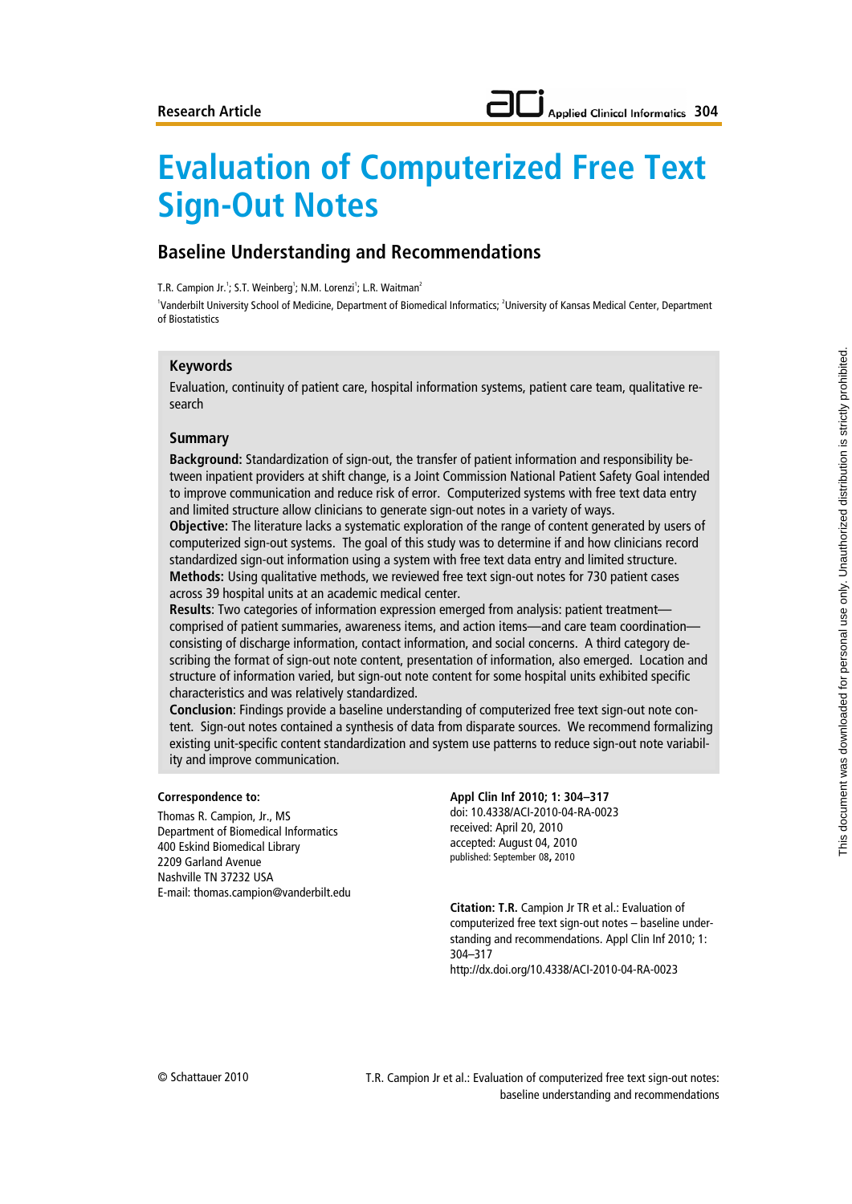Research Article

# Evaluation of Computerized Free Text Sign-Out Notes

## Baseline Understanding and Recommendations

T.R. Campion Jr.[1]; S.T. Weinberg[1]; N.M. Lorenzi[1]; L.R. Waitman[2]

[1]Vanderbilt University School of Medicine, Department of Biomedical Informatics; [2]University of Kansas Medical Center, Department of Biostatistics

### Keywords

Evaluation, continuity of patient care, hospital information systems, patient care team, qualitative research

### Summary

**Background:** Standardization of sign-out, the transfer of patient information and responsibility between inpatient providers at shift change, is a Joint Commission National Patient Safety Goal intended to improve communication and reduce risk of error. Computerized systems with free text data entry and limited structure allow clinicians to generate sign-out notes in a variety of ways.

**Objective:** The literature lacks a systematic exploration of the range of content generated by users of computerized sign-out systems. The goal of this study was to determine if and how clinicians record standardized sign-out information using a system with free text data entry and limited structure.

**Methods:** Using qualitative methods, we reviewed free text sign-out notes for 730 patient cases across 39 hospital units at an academic medical center.

**Results**: Two categories of information expression emerged from analysis: patient treatment—comprised of patient summaries, awareness items, and action items—and care team coordination—consisting of discharge information, contact information, and social concerns. A third category describing the format of sign-out note content, presentation of information, also emerged. Location and structure of information varied, but sign-out note content for some hospital units exhibited specific characteristics and was relatively standardized.

**Conclusion**: Findings provide a baseline understanding of computerized free text sign-out note content. Sign-out notes contained a synthesis of data from disparate sources. We recommend formalizing existing unit-specific content standardization and system use patterns to reduce sign-out note variability and improve communication.

**Correspondence to:**

Thomas R. Campion, Jr., MS
Department of Biomedical Informatics
400 Eskind Biomedical Library
2209 Garland Avenue
Nashville TN 37232 USA
E-mail: thomas.campion@vanderbilt.edu

**Appl Clin Inf 2010; 1: 304–317**
doi: 10.4338/ACI-2010-04-RA-0023
received: April 20, 2010
accepted: August 04, 2010
published: September 08, 2010

**Citation: T.R.** Campion Jr TR et al.: Evaluation of computerized free text sign-out notes – baseline understanding and recommendations. Appl Clin Inf 2010; 1: 304–317
http://dx.doi.org/10.4338/ACI-2010-04-RA-0023

© Schattauer 2010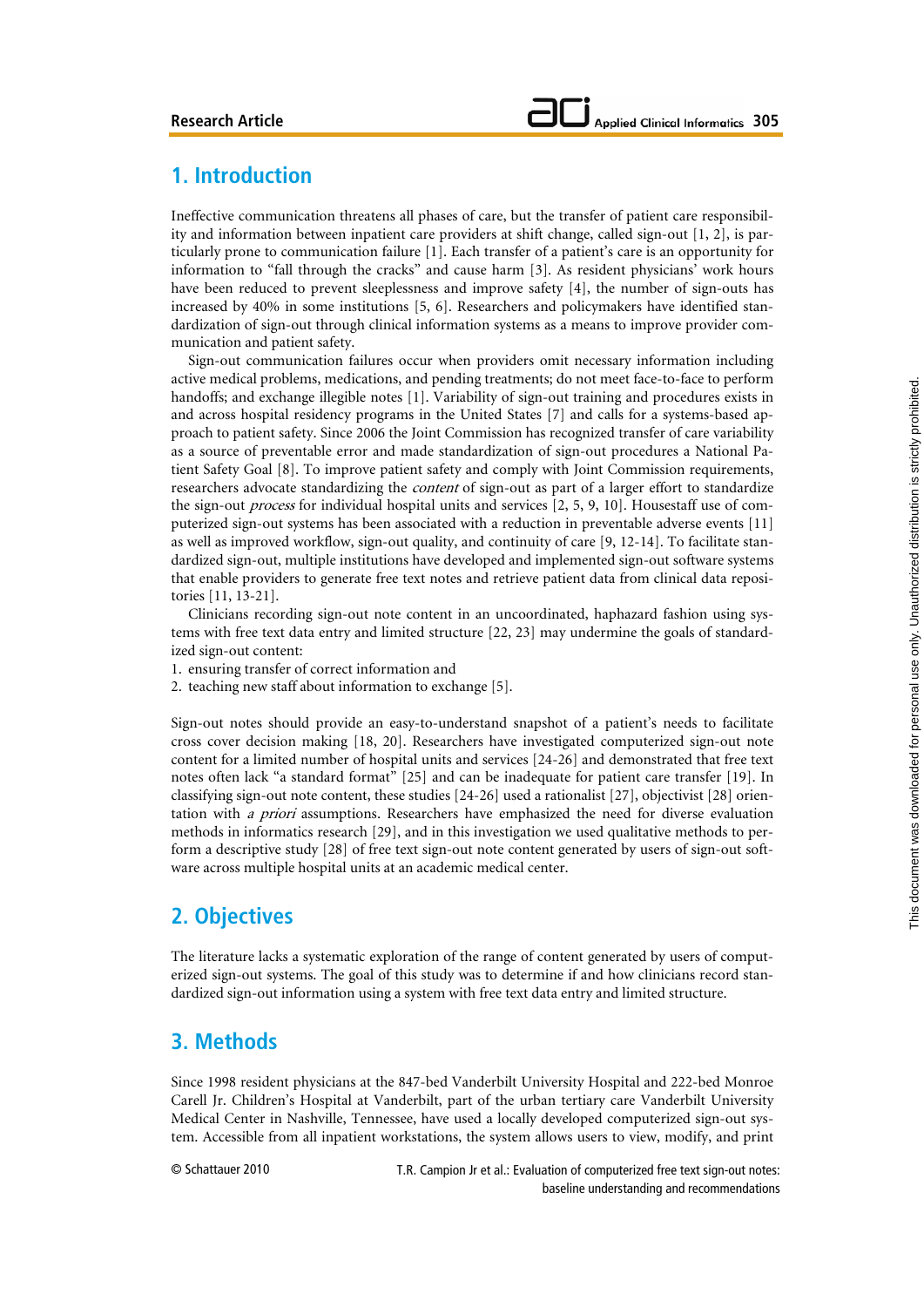## 1. Introduction

Ineffective communication threatens all phases of care, but the transfer of patient care responsibility and information between inpatient care providers at shift change, called sign-out [1, 2], is particularly prone to communication failure [1]. Each transfer of a patient's care is an opportunity for information to "fall through the cracks" and cause harm [3]. As resident physicians' work hours have been reduced to prevent sleeplessness and improve safety [4], the number of sign-outs has increased by 40% in some institutions [5, 6]. Researchers and policymakers have identified standardization of sign-out through clinical information systems as a means to improve provider communication and patient safety.

Sign-out communication failures occur when providers omit necessary information including active medical problems, medications, and pending treatments; do not meet face-to-face to perform handoffs; and exchange illegible notes [1]. Variability of sign-out training and procedures exists in and across hospital residency programs in the United States [7] and calls for a systems-based approach to patient safety. Since 2006 the Joint Commission has recognized transfer of care variability as a source of preventable error and made standardization of sign-out procedures a National Patient Safety Goal [8]. To improve patient safety and comply with Joint Commission requirements, researchers advocate standardizing the *content* of sign-out as part of a larger effort to standardize the sign-out *process* for individual hospital units and services [2, 5, 9, 10]. Housestaff use of computerized sign-out systems has been associated with a reduction in preventable adverse events [11] as well as improved workflow, sign-out quality, and continuity of care [9, 12-14]. To facilitate standardized sign-out, multiple institutions have developed and implemented sign-out software systems that enable providers to generate free text notes and retrieve patient data from clinical data repositories [11, 13-21].

Clinicians recording sign-out note content in an uncoordinated, haphazard fashion using systems with free text data entry and limited structure [22, 23] may undermine the goals of standardized sign-out content:

1. ensuring transfer of correct information and
2. teaching new staff about information to exchange [5].

Sign-out notes should provide an easy-to-understand snapshot of a patient's needs to facilitate cross cover decision making [18, 20]. Researchers have investigated computerized sign-out note content for a limited number of hospital units and services [24-26] and demonstrated that free text notes often lack "a standard format" [25] and can be inadequate for patient care transfer [19]. In classifying sign-out note content, these studies [24-26] used a rationalist [27], objectivist [28] orientation with *a priori* assumptions. Researchers have emphasized the need for diverse evaluation methods in informatics research [29], and in this investigation we used qualitative methods to perform a descriptive study [28] of free text sign-out note content generated by users of sign-out software across multiple hospital units at an academic medical center.

## 2. Objectives

The literature lacks a systematic exploration of the range of content generated by users of computerized sign-out systems. The goal of this study was to determine if and how clinicians record standardized sign-out information using a system with free text data entry and limited structure.

## 3. Methods

Since 1998 resident physicians at the 847-bed Vanderbilt University Hospital and 222-bed Monroe Carell Jr. Children's Hospital at Vanderbilt, part of the urban tertiary care Vanderbilt University Medical Center in Nashville, Tennessee, have used a locally developed computerized sign-out system. Accessible from all inpatient workstations, the system allows users to view, modify, and print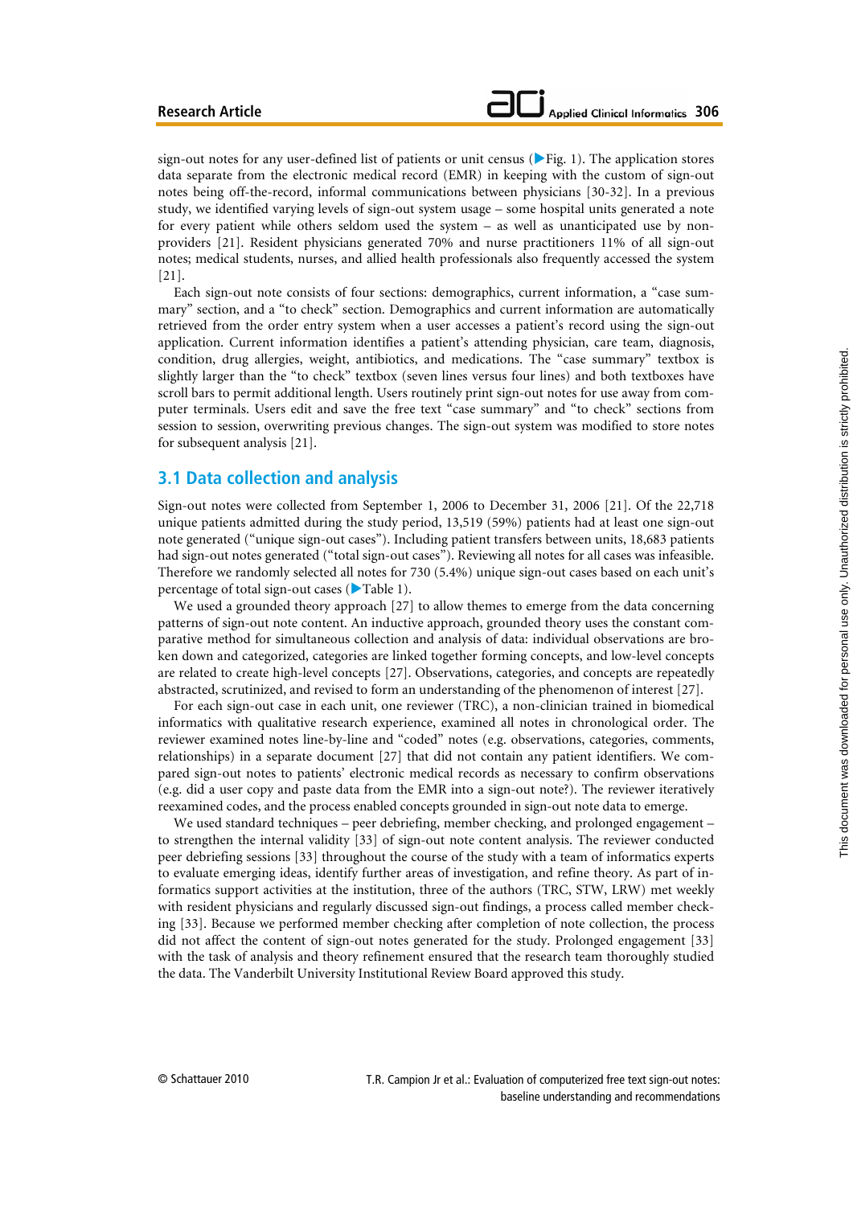sign-out notes for any user-defined list of patients or unit census (▶Fig. 1). The application stores data separate from the electronic medical record (EMR) in keeping with the custom of sign-out notes being off-the-record, informal communications between physicians [30-32]. In a previous study, we identified varying levels of sign-out system usage – some hospital units generated a note for every patient while others seldom used the system – as well as unanticipated use by non-providers [21]. Resident physicians generated 70% and nurse practitioners 11% of all sign-out notes; medical students, nurses, and allied health professionals also frequently accessed the system [21].

Each sign-out note consists of four sections: demographics, current information, a "case summary" section, and a "to check" section. Demographics and current information are automatically retrieved from the order entry system when a user accesses a patient's record using the sign-out application. Current information identifies a patient's attending physician, care team, diagnosis, condition, drug allergies, weight, antibiotics, and medications. The "case summary" textbox is slightly larger than the "to check" textbox (seven lines versus four lines) and both textboxes have scroll bars to permit additional length. Users routinely print sign-out notes for use away from computer terminals. Users edit and save the free text "case summary" and "to check" sections from session to session, overwriting previous changes. The sign-out system was modified to store notes for subsequent analysis [21].

## 3.1 Data collection and analysis

Sign-out notes were collected from September 1, 2006 to December 31, 2006 [21]. Of the 22,718 unique patients admitted during the study period, 13,519 (59%) patients had at least one sign-out note generated ("unique sign-out cases"). Including patient transfers between units, 18,683 patients had sign-out notes generated ("total sign-out cases"). Reviewing all notes for all cases was infeasible. Therefore we randomly selected all notes for 730 (5.4%) unique sign-out cases based on each unit's percentage of total sign-out cases (▶Table 1).

We used a grounded theory approach [27] to allow themes to emerge from the data concerning patterns of sign-out note content. An inductive approach, grounded theory uses the constant comparative method for simultaneous collection and analysis of data: individual observations are broken down and categorized, categories are linked together forming concepts, and low-level concepts are related to create high-level concepts [27]. Observations, categories, and concepts are repeatedly abstracted, scrutinized, and revised to form an understanding of the phenomenon of interest [27].

For each sign-out case in each unit, one reviewer (TRC), a non-clinician trained in biomedical informatics with qualitative research experience, examined all notes in chronological order. The reviewer examined notes line-by-line and "coded" notes (e.g. observations, categories, comments, relationships) in a separate document [27] that did not contain any patient identifiers. We compared sign-out notes to patients' electronic medical records as necessary to confirm observations (e.g. did a user copy and paste data from the EMR into a sign-out note?). The reviewer iteratively reexamined codes, and the process enabled concepts grounded in sign-out note data to emerge.

We used standard techniques – peer debriefing, member checking, and prolonged engagement – to strengthen the internal validity [33] of sign-out note content analysis. The reviewer conducted peer debriefing sessions [33] throughout the course of the study with a team of informatics experts to evaluate emerging ideas, identify further areas of investigation, and refine theory. As part of informatics support activities at the institution, three of the authors (TRC, STW, LRW) met weekly with resident physicians and regularly discussed sign-out findings, a process called member checking [33]. Because we performed member checking after completion of note collection, the process did not affect the content of sign-out notes generated for the study. Prolonged engagement [33] with the task of analysis and theory refinement ensured that the research team thoroughly studied the data. The Vanderbilt University Institutional Review Board approved this study.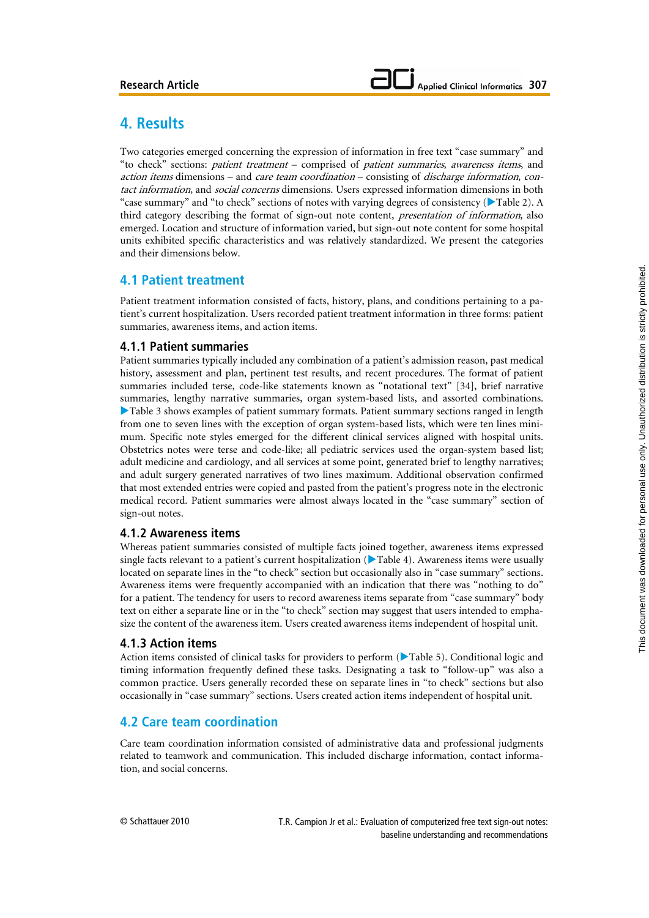## 4. Results

Two categories emerged concerning the expression of information in free text "case summary" and "to check" sections: *patient treatment* – comprised of *patient summaries*, *awareness items*, and *action items* dimensions – and *care team coordination* – consisting of *discharge information*, *contact information*, and *social concerns* dimensions. Users expressed information dimensions in both "case summary" and "to check" sections of notes with varying degrees of consistency (▶Table 2). A third category describing the format of sign-out note content, *presentation of information*, also emerged. Location and structure of information varied, but sign-out note content for some hospital units exhibited specific characteristics and was relatively standardized. We present the categories and their dimensions below.

### 4.1 Patient treatment

Patient treatment information consisted of facts, history, plans, and conditions pertaining to a patient's current hospitalization. Users recorded patient treatment information in three forms: patient summaries, awareness items, and action items.

#### 4.1.1 Patient summaries

Patient summaries typically included any combination of a patient's admission reason, past medical history, assessment and plan, pertinent test results, and recent procedures. The format of patient summaries included terse, code-like statements known as "notational text" [34], brief narrative summaries, lengthy narrative summaries, organ system-based lists, and assorted combinations. ▶Table 3 shows examples of patient summary formats. Patient summary sections ranged in length from one to seven lines with the exception of organ system-based lists, which were ten lines minimum. Specific note styles emerged for the different clinical services aligned with hospital units. Obstetrics notes were terse and code-like; all pediatric services used the organ-system based list; adult medicine and cardiology, and all services at some point, generated brief to lengthy narratives; and adult surgery generated narratives of two lines maximum. Additional observation confirmed that most extended entries were copied and pasted from the patient's progress note in the electronic medical record. Patient summaries were almost always located in the "case summary" section of sign-out notes.

#### 4.1.2 Awareness items

Whereas patient summaries consisted of multiple facts joined together, awareness items expressed single facts relevant to a patient's current hospitalization (▶Table 4). Awareness items were usually located on separate lines in the "to check" section but occasionally also in "case summary" sections. Awareness items were frequently accompanied with an indication that there was "nothing to do" for a patient. The tendency for users to record awareness items separate from "case summary" body text on either a separate line or in the "to check" section may suggest that users intended to emphasize the content of the awareness item. Users created awareness items independent of hospital unit.

#### 4.1.3 Action items

Action items consisted of clinical tasks for providers to perform (▶Table 5). Conditional logic and timing information frequently defined these tasks. Designating a task to "follow-up" was also a common practice. Users generally recorded these on separate lines in "to check" sections but also occasionally in "case summary" sections. Users created action items independent of hospital unit.

### 4.2 Care team coordination

Care team coordination information consisted of administrative data and professional judgments related to teamwork and communication. This included discharge information, contact information, and social concerns.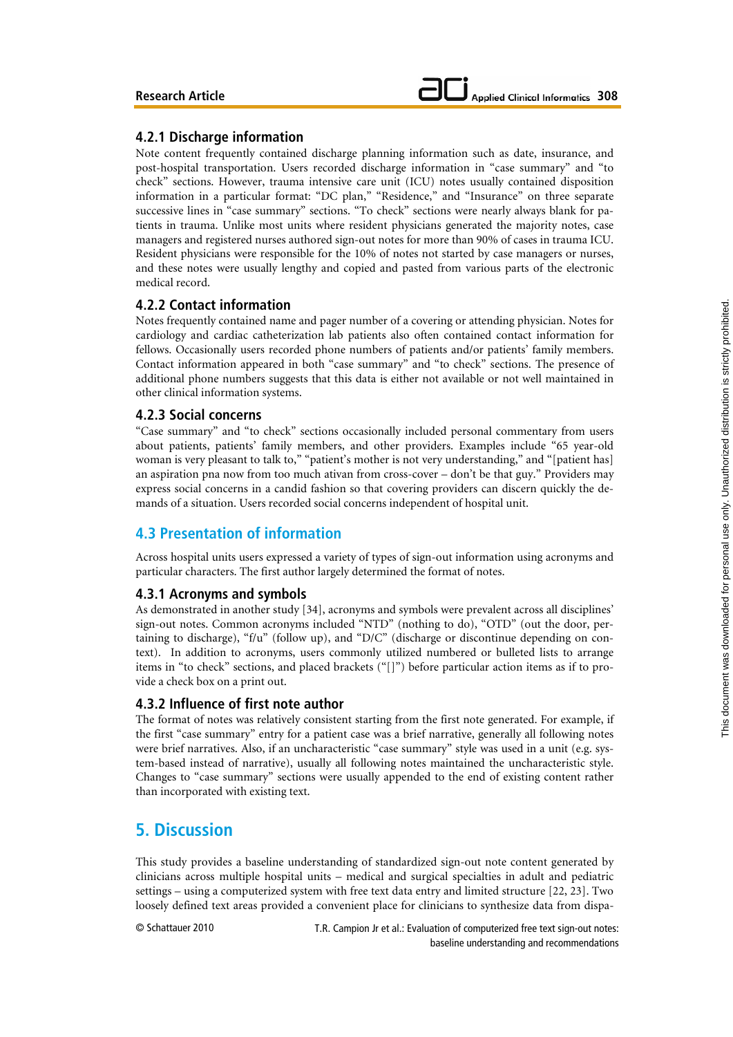### 4.2.1 Discharge information

Note content frequently contained discharge planning information such as date, insurance, and post-hospital transportation. Users recorded discharge information in "case summary" and "to check" sections. However, trauma intensive care unit (ICU) notes usually contained disposition information in a particular format: "DC plan," "Residence," and "Insurance" on three separate successive lines in "case summary" sections. "To check" sections were nearly always blank for patients in trauma. Unlike most units where resident physicians generated the majority notes, case managers and registered nurses authored sign-out notes for more than 90% of cases in trauma ICU. Resident physicians were responsible for the 10% of notes not started by case managers or nurses, and these notes were usually lengthy and copied and pasted from various parts of the electronic medical record.

### 4.2.2 Contact information

Notes frequently contained name and pager number of a covering or attending physician. Notes for cardiology and cardiac catheterization lab patients also often contained contact information for fellows. Occasionally users recorded phone numbers of patients and/or patients' family members. Contact information appeared in both "case summary" and "to check" sections. The presence of additional phone numbers suggests that this data is either not available or not well maintained in other clinical information systems.

### 4.2.3 Social concerns

"Case summary" and "to check" sections occasionally included personal commentary from users about patients, patients' family members, and other providers. Examples include "65 year-old woman is very pleasant to talk to," "patient's mother is not very understanding," and "[patient has] an aspiration pna now from too much ativan from cross-cover – don't be that guy." Providers may express social concerns in a candid fashion so that covering providers can discern quickly the demands of a situation. Users recorded social concerns independent of hospital unit.

## 4.3 Presentation of information

Across hospital units users expressed a variety of types of sign-out information using acronyms and particular characters. The first author largely determined the format of notes.

### 4.3.1 Acronyms and symbols

As demonstrated in another study [34], acronyms and symbols were prevalent across all disciplines' sign-out notes. Common acronyms included "NTD" (nothing to do), "OTD" (out the door, pertaining to discharge), "f/u" (follow up), and "D/C" (discharge or discontinue depending on context). In addition to acronyms, users commonly utilized numbered or bulleted lists to arrange items in "to check" sections, and placed brackets ("[]") before particular action items as if to provide a check box on a print out.

### 4.3.2 Influence of first note author

The format of notes was relatively consistent starting from the first note generated. For example, if the first "case summary" entry for a patient case was a brief narrative, generally all following notes were brief narratives. Also, if an uncharacteristic "case summary" style was used in a unit (e.g. system-based instead of narrative), usually all following notes maintained the uncharacteristic style. Changes to "case summary" sections were usually appended to the end of existing content rather than incorporated with existing text.

# 5. Discussion

This study provides a baseline understanding of standardized sign-out note content generated by clinicians across multiple hospital units – medical and surgical specialties in adult and pediatric settings – using a computerized system with free text data entry and limited structure [22, 23]. Two loosely defined text areas provided a convenient place for clinicians to synthesize data from dispa-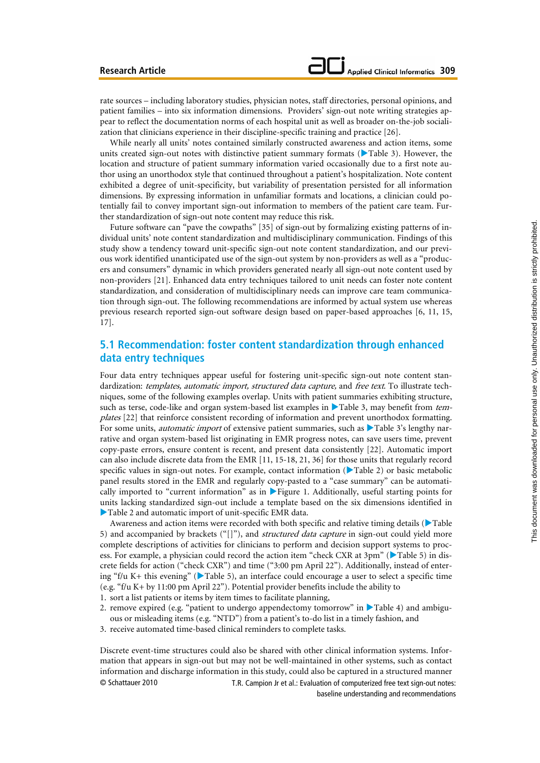rate sources – including laboratory studies, physician notes, staff directories, personal opinions, and patient families – into six information dimensions. Providers' sign-out note writing strategies appear to reflect the documentation norms of each hospital unit as well as broader on-the-job socialization that clinicians experience in their discipline-specific training and practice [26].

While nearly all units' notes contained similarly constructed awareness and action items, some units created sign-out notes with distinctive patient summary formats (▶Table 3). However, the location and structure of patient summary information varied occasionally due to a first note author using an unorthodox style that continued throughout a patient's hospitalization. Note content exhibited a degree of unit-specificity, but variability of presentation persisted for all information dimensions. By expressing information in unfamiliar formats and locations, a clinician could potentially fail to convey important sign-out information to members of the patient care team. Further standardization of sign-out note content may reduce this risk.

Future software can "pave the cowpaths" [35] of sign-out by formalizing existing patterns of individual units' note content standardization and multidisciplinary communication. Findings of this study show a tendency toward unit-specific sign-out note content standardization, and our previous work identified unanticipated use of the sign-out system by non-providers as well as a "producers and consumers" dynamic in which providers generated nearly all sign-out note content used by non-providers [21]. Enhanced data entry techniques tailored to unit needs can foster note content standardization, and consideration of multidisciplinary needs can improve care team communication through sign-out. The following recommendations are informed by actual system use whereas previous research reported sign-out software design based on paper-based approaches [6, 11, 15, 17].

## 5.1 Recommendation: foster content standardization through enhanced data entry techniques

Four data entry techniques appear useful for fostering unit-specific sign-out note content standardization: *templates, automatic import, structured data capture,* and *free text*. To illustrate techniques, some of the following examples overlap. Units with patient summaries exhibiting structure, such as terse, code-like and organ system-based list examples in ▶Table 3, may benefit from *templates* [22] that reinforce consistent recording of information and prevent unorthodox formatting. For some units, *automatic import* of extensive patient summaries, such as ▶Table 3's lengthy narrative and organ system-based list originating in EMR progress notes, can save users time, prevent copy-paste errors, ensure content is recent, and present data consistently [22]. Automatic import can also include discrete data from the EMR [11, 15-18, 21, 36] for those units that regularly record specific values in sign-out notes. For example, contact information (▶Table 2) or basic metabolic panel results stored in the EMR and regularly copy-pasted to a "case summary" can be automatically imported to "current information" as in ▶Figure 1. Additionally, useful starting points for units lacking standardized sign-out include a template based on the six dimensions identified in ▶Table 2 and automatic import of unit-specific EMR data.

Awareness and action items were recorded with both specific and relative timing details (▶Table 5) and accompanied by brackets ("[]"), and *structured data capture* in sign-out could yield more complete descriptions of activities for clinicians to perform and decision support systems to process. For example, a physician could record the action item "check CXR at 3pm" (▶Table 5) in discrete fields for action ("check CXR") and time ("3:00 pm April 22"). Additionally, instead of entering "f/u K+ this evening" (▶Table 5), an interface could encourage a user to select a specific time (e.g. "f/u K+ by 11:00 pm April 22"). Potential provider benefits include the ability to

1. sort a list patients or items by item times to facilitate planning,
2. remove expired (e.g. "patient to undergo appendectomy tomorrow" in ▶Table 4) and ambiguous or misleading items (e.g. "NTD") from a patient's to-do list in a timely fashion, and
3. receive automated time-based clinical reminders to complete tasks.

Discrete event-time structures could also be shared with other clinical information systems. Information that appears in sign-out but may not be well-maintained in other systems, such as contact information and discharge information in this study, could also be captured in a structured manner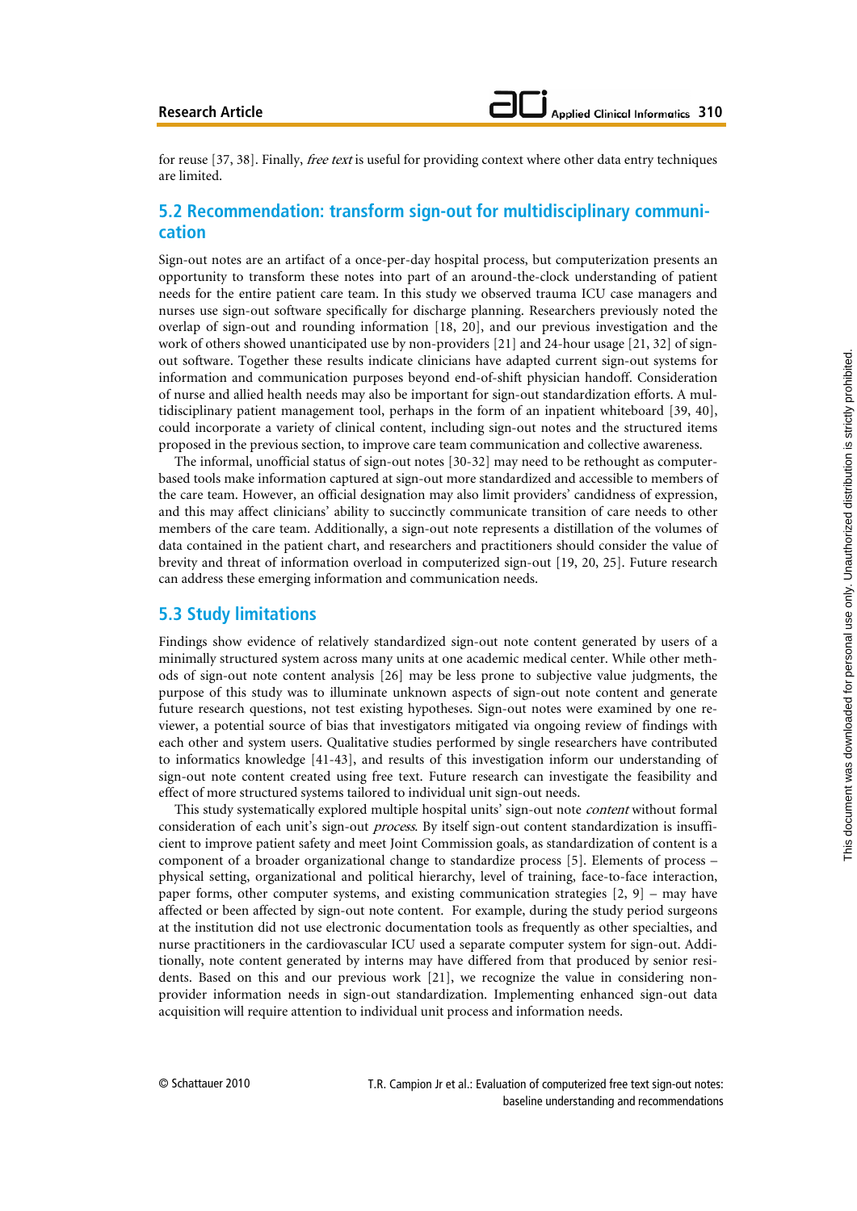for reuse [37, 38]. Finally, *free text* is useful for providing context where other data entry techniques are limited.

## 5.2 Recommendation: transform sign-out for multidisciplinary communication

Sign-out notes are an artifact of a once-per-day hospital process, but computerization presents an opportunity to transform these notes into part of an around-the-clock understanding of patient needs for the entire patient care team. In this study we observed trauma ICU case managers and nurses use sign-out software specifically for discharge planning. Researchers previously noted the overlap of sign-out and rounding information [18, 20], and our previous investigation and the work of others showed unanticipated use by non-providers [21] and 24-hour usage [21, 32] of sign-out software. Together these results indicate clinicians have adapted current sign-out systems for information and communication purposes beyond end-of-shift physician handoff. Consideration of nurse and allied health needs may also be important for sign-out standardization efforts. A multidisciplinary patient management tool, perhaps in the form of an inpatient whiteboard [39, 40], could incorporate a variety of clinical content, including sign-out notes and the structured items proposed in the previous section, to improve care team communication and collective awareness.

The informal, unofficial status of sign-out notes [30-32] may need to be rethought as computer-based tools make information captured at sign-out more standardized and accessible to members of the care team. However, an official designation may also limit providers' candidness of expression, and this may affect clinicians' ability to succinctly communicate transition of care needs to other members of the care team. Additionally, a sign-out note represents a distillation of the volumes of data contained in the patient chart, and researchers and practitioners should consider the value of brevity and threat of information overload in computerized sign-out [19, 20, 25]. Future research can address these emerging information and communication needs.

## 5.3 Study limitations

Findings show evidence of relatively standardized sign-out note content generated by users of a minimally structured system across many units at one academic medical center. While other methods of sign-out note content analysis [26] may be less prone to subjective value judgments, the purpose of this study was to illuminate unknown aspects of sign-out note content and generate future research questions, not test existing hypotheses. Sign-out notes were examined by one reviewer, a potential source of bias that investigators mitigated via ongoing review of findings with each other and system users. Qualitative studies performed by single researchers have contributed to informatics knowledge [41-43], and results of this investigation inform our understanding of sign-out note content created using free text. Future research can investigate the feasibility and effect of more structured systems tailored to individual unit sign-out needs.

This study systematically explored multiple hospital units' sign-out note *content* without formal consideration of each unit's sign-out *process*. By itself sign-out content standardization is insufficient to improve patient safety and meet Joint Commission goals, as standardization of content is a component of a broader organizational change to standardize process [5]. Elements of process – physical setting, organizational and political hierarchy, level of training, face-to-face interaction, paper forms, other computer systems, and existing communication strategies [2, 9] – may have affected or been affected by sign-out note content. For example, during the study period surgeons at the institution did not use electronic documentation tools as frequently as other specialties, and nurse practitioners in the cardiovascular ICU used a separate computer system for sign-out. Additionally, note content generated by interns may have differed from that produced by senior residents. Based on this and our previous work [21], we recognize the value in considering non-provider information needs in sign-out standardization. Implementing enhanced sign-out data acquisition will require attention to individual unit process and information needs.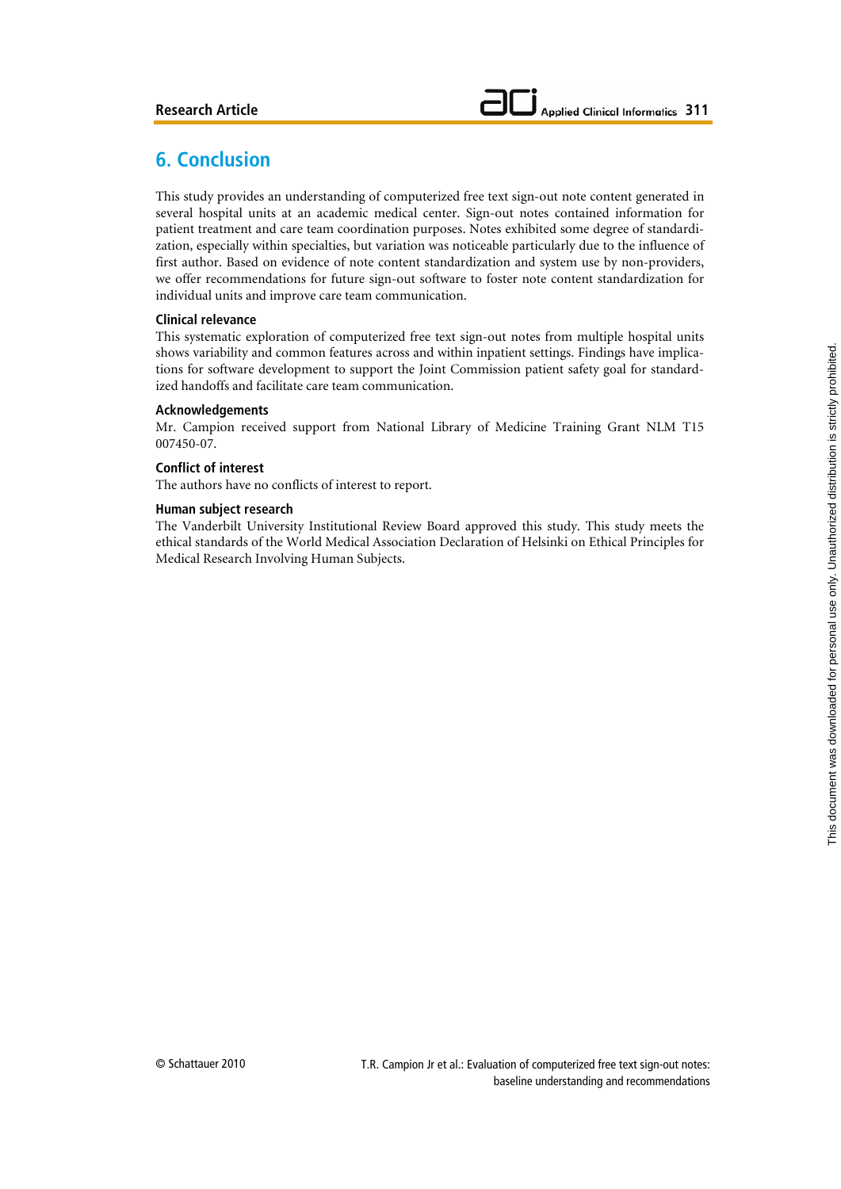## 6. Conclusion

This study provides an understanding of computerized free text sign-out note content generated in several hospital units at an academic medical center. Sign-out notes contained information for patient treatment and care team coordination purposes. Notes exhibited some degree of standardization, especially within specialties, but variation was noticeable particularly due to the influence of first author. Based on evidence of note content standardization and system use by non-providers, we offer recommendations for future sign-out software to foster note content standardization for individual units and improve care team communication.

### Clinical relevance

This systematic exploration of computerized free text sign-out notes from multiple hospital units shows variability and common features across and within inpatient settings. Findings have implications for software development to support the Joint Commission patient safety goal for standardized handoffs and facilitate care team communication.

### Acknowledgements

Mr. Campion received support from National Library of Medicine Training Grant NLM T15 007450-07.

### Conflict of interest

The authors have no conflicts of interest to report.

### Human subject research

The Vanderbilt University Institutional Review Board approved this study. This study meets the ethical standards of the World Medical Association Declaration of Helsinki on Ethical Principles for Medical Research Involving Human Subjects.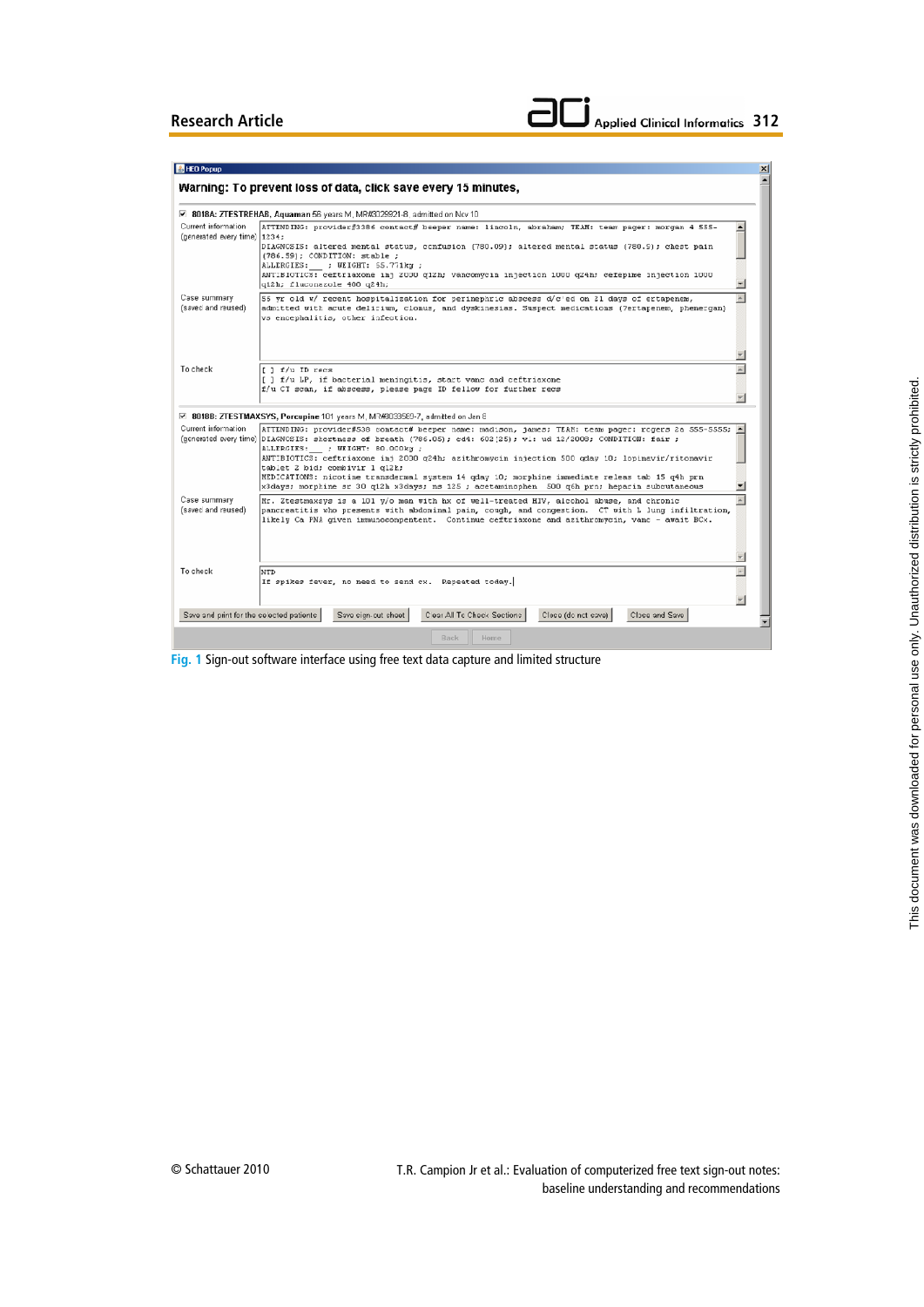Fig. 1 Sign-out software interface using free text data capture and limited structure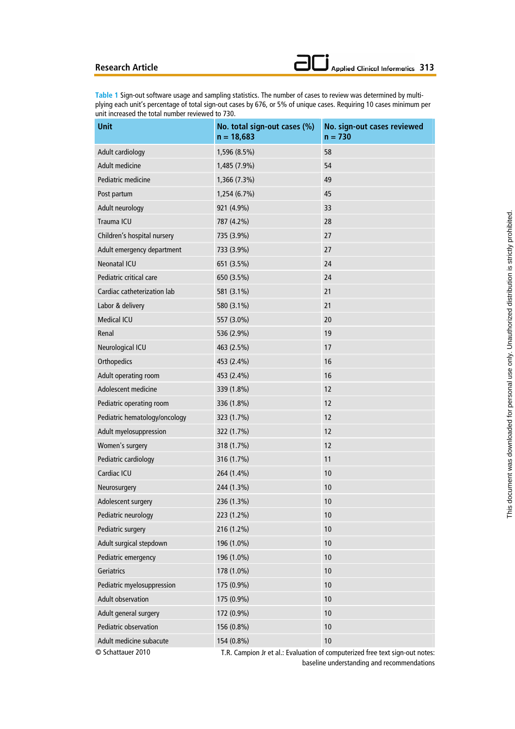Table 1 Sign-out software usage and sampling statistics. The number of cases to review was determined by multiplying each unit's percentage of total sign-out cases by 676, or 5% of unique cases. Requiring 10 cases minimum per unit increased the total number reviewed to 730.

| Unit | No. total sign-out cases (%) n = 18,683 | No. sign-out cases reviewed n = 730 |
|---|---|---|
| Adult cardiology | 1,596 (8.5%) | 58 |
| Adult medicine | 1,485 (7.9%) | 54 |
| Pediatric medicine | 1,366 (7.3%) | 49 |
| Post partum | 1,254 (6.7%) | 45 |
| Adult neurology | 921 (4.9%) | 33 |
| Trauma ICU | 787 (4.2%) | 28 |
| Children's hospital nursery | 735 (3.9%) | 27 |
| Adult emergency department | 733 (3.9%) | 27 |
| Neonatal ICU | 651 (3.5%) | 24 |
| Pediatric critical care | 650 (3.5%) | 24 |
| Cardiac catheterization lab | 581 (3.1%) | 21 |
| Labor & delivery | 580 (3.1%) | 21 |
| Medical ICU | 557 (3.0%) | 20 |
| Renal | 536 (2.9%) | 19 |
| Neurological ICU | 463 (2.5%) | 17 |
| Orthopedics | 453 (2.4%) | 16 |
| Adult operating room | 453 (2.4%) | 16 |
| Adolescent medicine | 339 (1.8%) | 12 |
| Pediatric operating room | 336 (1.8%) | 12 |
| Pediatric hematology/oncology | 323 (1.7%) | 12 |
| Adult myelosuppression | 322 (1.7%) | 12 |
| Women's surgery | 318 (1.7%) | 12 |
| Pediatric cardiology | 316 (1.7%) | 11 |
| Cardiac ICU | 264 (1.4%) | 10 |
| Neurosurgery | 244 (1.3%) | 10 |
| Adolescent surgery | 236 (1.3%) | 10 |
| Pediatric neurology | 223 (1.2%) | 10 |
| Pediatric surgery | 216 (1.2%) | 10 |
| Adult surgical stepdown | 196 (1.0%) | 10 |
| Pediatric emergency | 196 (1.0%) | 10 |
| Geriatrics | 178 (1.0%) | 10 |
| Pediatric myelosuppression | 175 (0.9%) | 10 |
| Adult observation | 175 (0.9%) | 10 |
| Adult general surgery | 172 (0.9%) | 10 |
| Pediatric observation | 156 (0.8%) | 10 |
| Adult medicine subacute | 154 (0.8%) | 10 |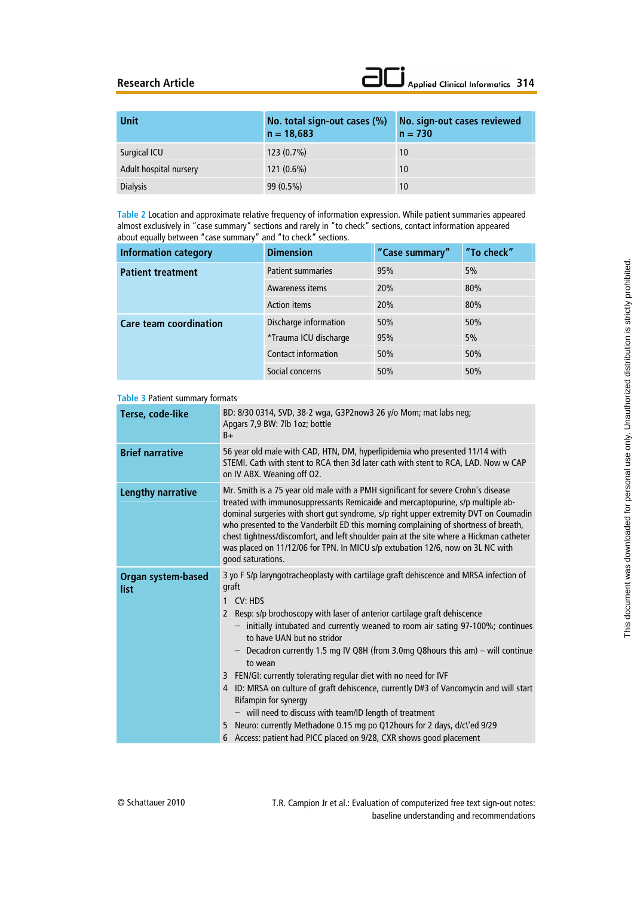| Unit | No. total sign-out cases (%) n = 18,683 | No. sign-out cases reviewed n = 730 |
|---|---|---|
| Surgical ICU | 123 (0.7%) | 10 |
| Adult hospital nursery | 121 (0.6%) | 10 |
| Dialysis | 99 (0.5%) | 10 |

Table 2 Location and approximate relative frequency of information expression. While patient summaries appeared almost exclusively in "case summary" sections and rarely in "to check" sections, contact information appeared about equally between "case summary" and "to check" sections.

| Information category | Dimension | "Case summary" | "To check" |
|---|---|---|---|
| **Patient treatment** | Patient summaries | 95% | 5% |
| | Awareness items | 20% | 80% |
| | Action items | 20% | 80% |
| **Care team coordination** | Discharge information | 50% | 50% |
| | *Trauma ICU discharge | 95% | 5% |
| | Contact information | 50% | 50% |
| | Social concerns | 50% | 50% |

Table 3 Patient summary formats

| | |
|---|---|
| **Terse, code-like** | BD: 8/30 0314, SVD, 38-2 wga, G3P2now3 26 y/o Mom; mat labs neg; Apgars 7,9 BW: 7lb 1oz; bottle B+ |
| **Brief narrative** | 56 year old male with CAD, HTN, DM, hyperlipidemia who presented 11/14 with STEMI. Cath with stent to RCA then 3d later cath with stent to RCA, LAD. Now w CAP on IV ABX. Weaning off O2. |
| **Lengthy narrative** | Mr. Smith is a 75 year old male with a PMH significant for severe Crohn's disease treated with immunosuppressants Remicaide and mercaptopurine, s/p multiple abdominal surgeries with short gut syndrome, s/p right upper extremity DVT on Coumadin who presented to the Vanderbilt ED this morning complaining of shortness of breath, chest tightness/discomfort, and left shoulder pain at the site where a Hickman catheter was placed on 11/12/06 for TPN. In MICU s/p extubation 12/6, now on 3L NC with good saturations. |
| **Organ system-based list** | 3 yo F S/p laryngotracheoplasty with cartilage graft dehiscence and MRSA infection of graft<br>1 CV: HDS<br>2 Resp: s/p brochoscopy with laser of anterior cartilage graft dehiscence<br>– initially intubated and currently weaned to room air sating 97-100%; continues to have UAN but no stridor<br>– Decadron currently 1.5 mg IV Q8H (from 3.0mg Q8hours this am) – will continue to wean<br>3 FEN/GI: currently tolerating regular diet with no need for IVF<br>4 ID: MRSA on culture of graft dehiscence, currently D#3 of Vancomycin and will start Rifampin for synergy<br>– will need to discuss with team/ID length of treatment<br>5 Neuro: currently Methadone 0.15 mg po Q12hours for 2 days, d/c\'ed 9/29<br>6 Access: patient had PICC placed on 9/28, CXR shows good placement |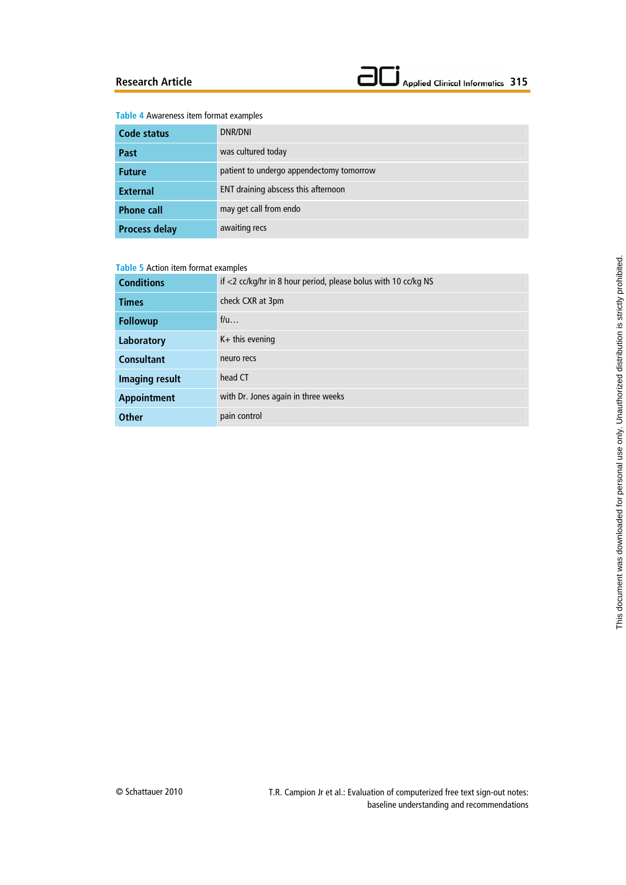Table 4 Awareness item format examples

| | |
|---|---|
| **Code status** | DNR/DNI |
| **Past** | was cultured today |
| **Future** | patient to undergo appendectomy tomorrow |
| **External** | ENT draining abscess this afternoon |
| **Phone call** | may get call from endo |
| **Process delay** | awaiting recs |

Table 5 Action item format examples

| | |
|---|---|
| **Conditions** | if <2 cc/kg/hr in 8 hour period, please bolus with 10 cc/kg NS |
| **Times** | check CXR at 3pm |
| **Followup** | f/u… |
| **Laboratory** | K+ this evening |
| **Consultant** | neuro recs |
| **Imaging result** | head CT |
| **Appointment** | with Dr. Jones again in three weeks |
| **Other** | pain control |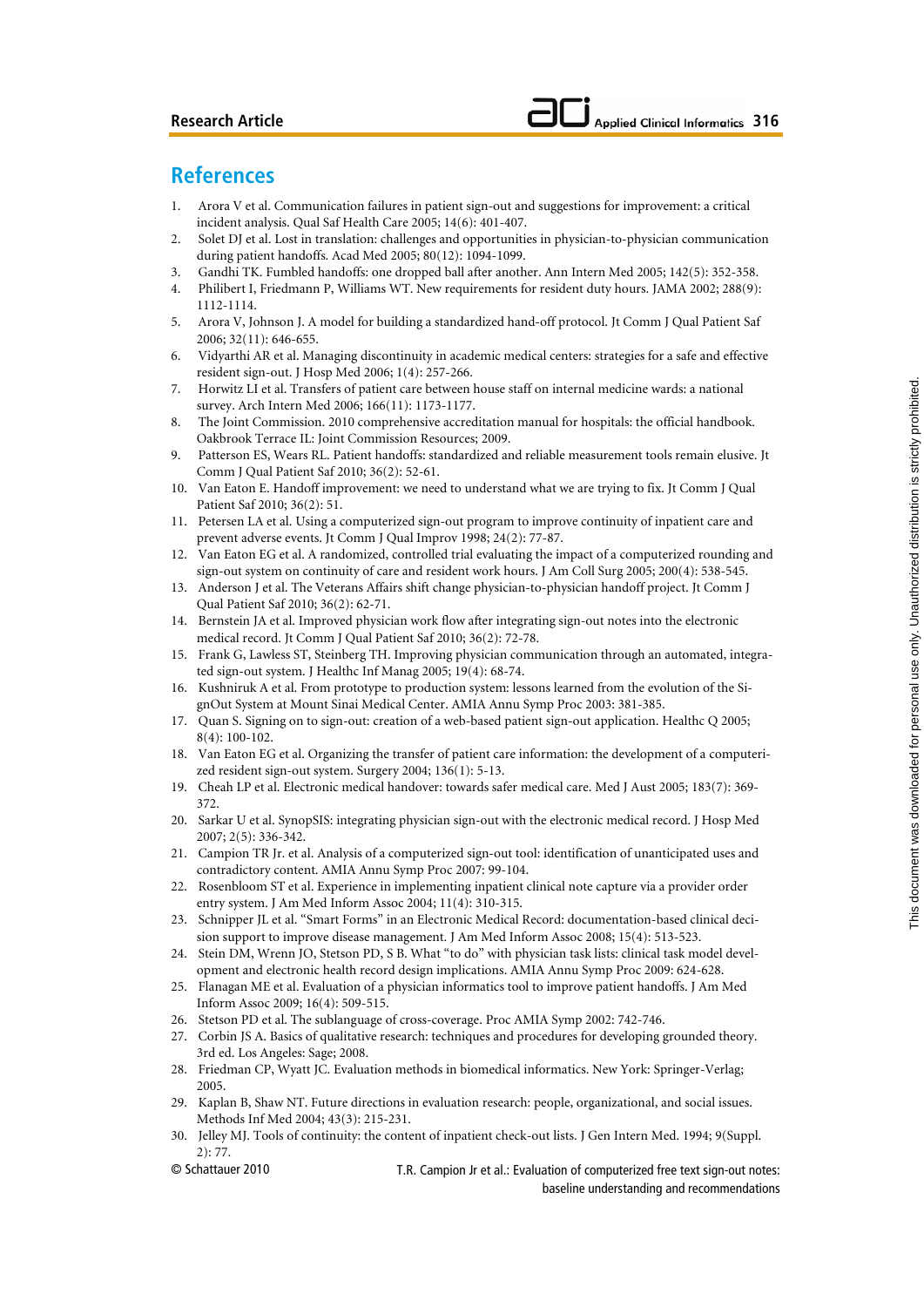## References

1. Arora V et al. Communication failures in patient sign-out and suggestions for improvement: a critical incident analysis. Qual Saf Health Care 2005; 14(6): 401-407.
2. Solet DJ et al. Lost in translation: challenges and opportunities in physician-to-physician communication during patient handoffs. Acad Med 2005; 80(12): 1094-1099.
3. Gandhi TK. Fumbled handoffs: one dropped ball after another. Ann Intern Med 2005; 142(5): 352-358.
4. Philibert I, Friedmann P, Williams WT. New requirements for resident duty hours. JAMA 2002; 288(9): 1112-1114.
5. Arora V, Johnson J. A model for building a standardized hand-off protocol. Jt Comm J Qual Patient Saf 2006; 32(11): 646-655.
6. Vidyarthi AR et al. Managing discontinuity in academic medical centers: strategies for a safe and effective resident sign-out. J Hosp Med 2006; 1(4): 257-266.
7. Horwitz LI et al. Transfers of patient care between house staff on internal medicine wards: a national survey. Arch Intern Med 2006; 166(11): 1173-1177.
8. The Joint Commission. 2010 comprehensive accreditation manual for hospitals: the official handbook. Oakbrook Terrace IL: Joint Commission Resources; 2009.
9. Patterson ES, Wears RL. Patient handoffs: standardized and reliable measurement tools remain elusive. Jt Comm J Qual Patient Saf 2010; 36(2): 52-61.
10. Van Eaton E. Handoff improvement: we need to understand what we are trying to fix. Jt Comm J Qual Patient Saf 2010; 36(2): 51.
11. Petersen LA et al. Using a computerized sign-out program to improve continuity of inpatient care and prevent adverse events. Jt Comm J Qual Improv 1998; 24(2): 77-87.
12. Van Eaton EG et al. A randomized, controlled trial evaluating the impact of a computerized rounding and sign-out system on continuity of care and resident work hours. J Am Coll Surg 2005; 200(4): 538-545.
13. Anderson J et al. The Veterans Affairs shift change physician-to-physician handoff project. Jt Comm J Qual Patient Saf 2010; 36(2): 62-71.
14. Bernstein JA et al. Improved physician work flow after integrating sign-out notes into the electronic medical record. Jt Comm J Qual Patient Saf 2010; 36(2): 72-78.
15. Frank G, Lawless ST, Steinberg TH. Improving physician communication through an automated, integrated sign-out system. J Healthc Inf Manag 2005; 19(4): 68-74.
16. Kushniruk A et al. From prototype to production system: lessons learned from the evolution of the SignOut System at Mount Sinai Medical Center. AMIA Annu Symp Proc 2003: 381-385.
17. Quan S. Signing on to sign-out: creation of a web-based patient sign-out application. Healthc Q 2005; 8(4): 100-102.
18. Van Eaton EG et al. Organizing the transfer of patient care information: the development of a computerized resident sign-out system. Surgery 2004; 136(1): 5-13.
19. Cheah LP et al. Electronic medical handover: towards safer medical care. Med J Aust 2005; 183(7): 369-372.
20. Sarkar U et al. SynopSIS: integrating physician sign-out with the electronic medical record. J Hosp Med 2007; 2(5): 336-342.
21. Campion TR Jr. et al. Analysis of a computerized sign-out tool: identification of unanticipated uses and contradictory content. AMIA Annu Symp Proc 2007: 99-104.
22. Rosenbloom ST et al. Experience in implementing inpatient clinical note capture via a provider order entry system. J Am Med Inform Assoc 2004; 11(4): 310-315.
23. Schnipper JL et al. "Smart Forms" in an Electronic Medical Record: documentation-based clinical decision support to improve disease management. J Am Med Inform Assoc 2008; 15(4): 513-523.
24. Stein DM, Wrenn JO, Stetson PD, S B. What "to do" with physician task lists: clinical task model development and electronic health record design implications. AMIA Annu Symp Proc 2009: 624-628.
25. Flanagan ME et al. Evaluation of a physician informatics tool to improve patient handoffs. J Am Med Inform Assoc 2009; 16(4): 509-515.
26. Stetson PD et al. The sublanguage of cross-coverage. Proc AMIA Symp 2002: 742-746.
27. Corbin JS A. Basics of qualitative research: techniques and procedures for developing grounded theory. 3rd ed. Los Angeles: Sage; 2008.
28. Friedman CP, Wyatt JC. Evaluation methods in biomedical informatics. New York: Springer-Verlag; 2005.
29. Kaplan B, Shaw NT. Future directions in evaluation research: people, organizational, and social issues. Methods Inf Med 2004; 43(3): 215-231.
30. Jelley MJ. Tools of continuity: the content of inpatient check-out lists. J Gen Intern Med. 1994; 9(Suppl. 2): 77.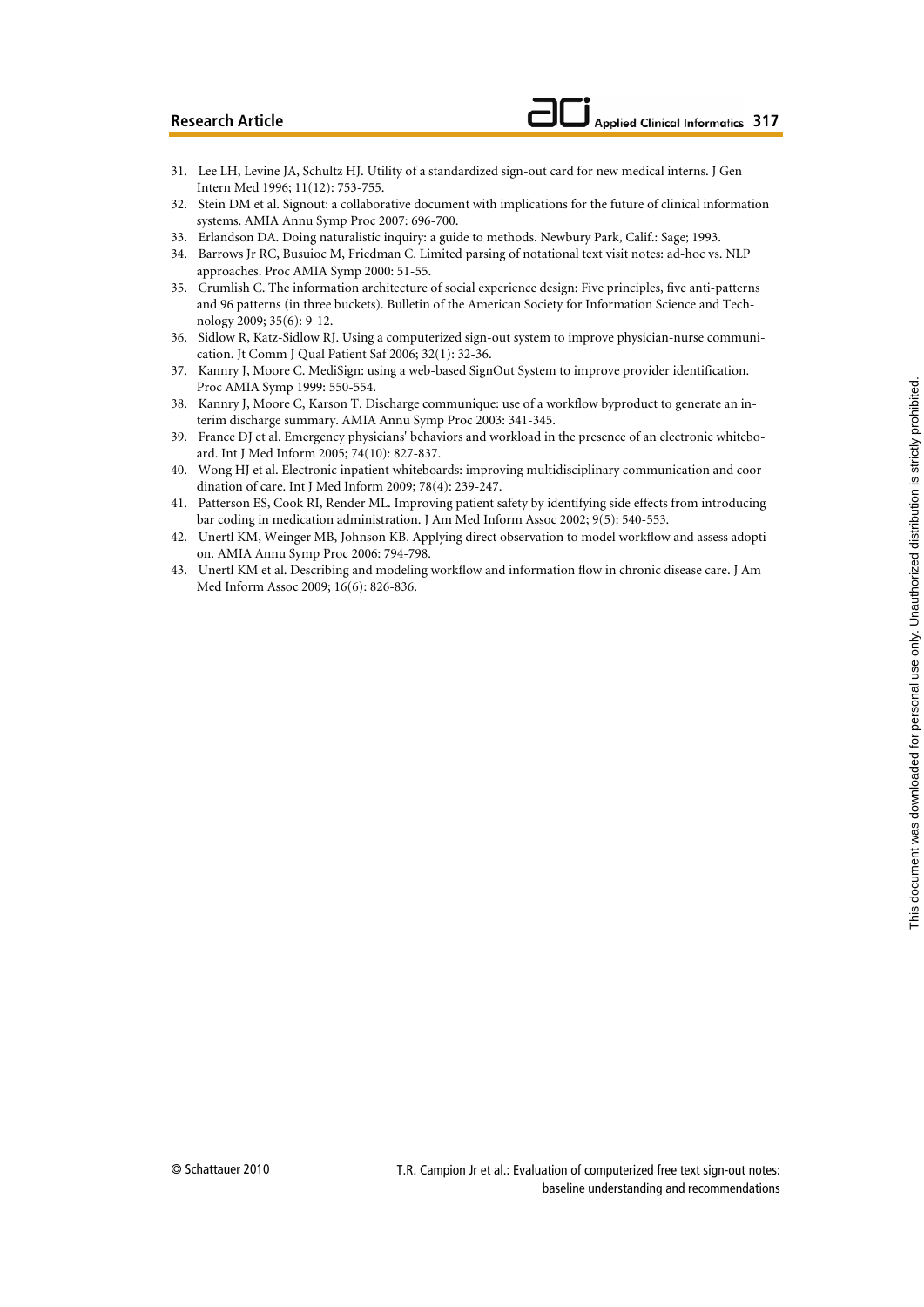31. Lee LH, Levine JA, Schultz HJ. Utility of a standardized sign-out card for new medical interns. J Gen Intern Med 1996; 11(12): 753-755.
32. Stein DM et al. Signout: a collaborative document with implications for the future of clinical information systems. AMIA Annu Symp Proc 2007: 696-700.
33. Erlandson DA. Doing naturalistic inquiry: a guide to methods. Newbury Park, Calif.: Sage; 1993.
34. Barrows Jr RC, Busuioc M, Friedman C. Limited parsing of notational text visit notes: ad-hoc vs. NLP approaches. Proc AMIA Symp 2000: 51-55.
35. Crumlish C. The information architecture of social experience design: Five principles, five anti-patterns and 96 patterns (in three buckets). Bulletin of the American Society for Information Science and Technology 2009; 35(6): 9-12.
36. Sidlow R, Katz-Sidlow RJ. Using a computerized sign-out system to improve physician-nurse communication. Jt Comm J Qual Patient Saf 2006; 32(1): 32-36.
37. Kannry J, Moore C. MediSign: using a web-based SignOut System to improve provider identification. Proc AMIA Symp 1999: 550-554.
38. Kannry J, Moore C, Karson T. Discharge communique: use of a workflow byproduct to generate an interim discharge summary. AMIA Annu Symp Proc 2003: 341-345.
39. France DJ et al. Emergency physicians' behaviors and workload in the presence of an electronic whiteboard. Int J Med Inform 2005; 74(10): 827-837.
40. Wong HJ et al. Electronic inpatient whiteboards: improving multidisciplinary communication and coordination of care. Int J Med Inform 2009; 78(4): 239-247.
41. Patterson ES, Cook RI, Render ML. Improving patient safety by identifying side effects from introducing bar coding in medication administration. J Am Med Inform Assoc 2002; 9(5): 540-553.
42. Unertl KM, Weinger MB, Johnson KB. Applying direct observation to model workflow and assess adoption. AMIA Annu Symp Proc 2006: 794-798.
43. Unertl KM et al. Describing and modeling workflow and information flow in chronic disease care. J Am Med Inform Assoc 2009; 16(6): 826-836.